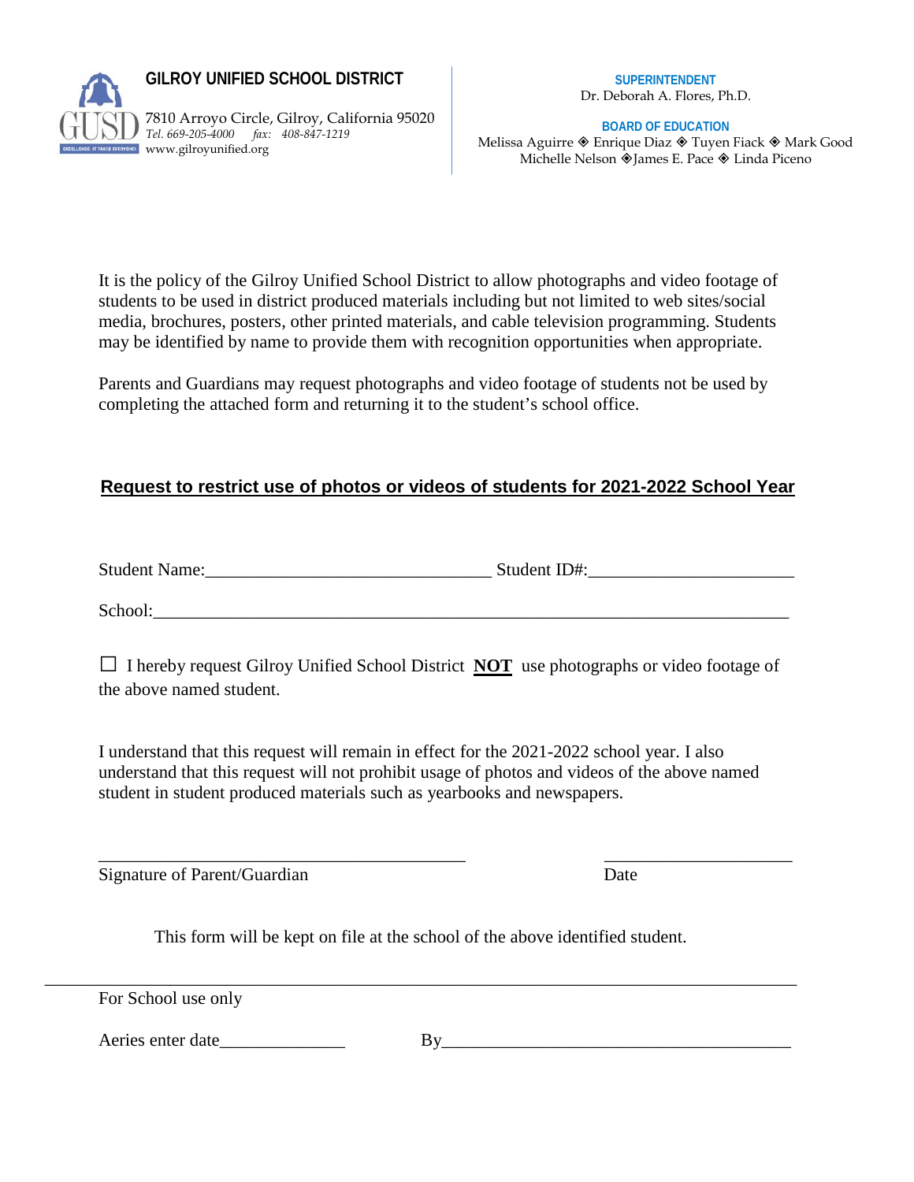**GILROY UNIFIED SCHOOL DISTRICT**

7810 Arroyo Circle, Gilroy, California 95020
*Tel. 669-205-4000 fax: 408-847-1219*
www.gilroyunified.org

**SUPERINTENDENT**
Dr. Deborah A. Flores, Ph.D.

**BOARD OF EDUCATION**
Melissa Aguirre ◈ Enrique Diaz ◈ Tuyen Fiack ◈ Mark Good
Michelle Nelson ◈James E. Pace ◈ Linda Piceno

It is the policy of the Gilroy Unified School District to allow photographs and video footage of students to be used in district produced materials including but not limited to web sites/social media, brochures, posters, other printed materials, and cable television programming. Students may be identified by name to provide them with recognition opportunities when appropriate.

Parents and Guardians may request photographs and video footage of students not be used by completing the attached form and returning it to the student's school office.

## Request to restrict use of photos or videos of students for 2021-2022 School Year

Student Name:________________________________ Student ID#:_______________________

School:__________________________________________________________________________

☐ I hereby request Gilroy Unified School District **NOT** use photographs or video footage of the above named student.

I understand that this request will remain in effect for the 2021-2022 school year. I also understand that this request will not prohibit usage of photos and videos of the above named student in student produced materials such as yearbooks and newspapers.

__________________________________________ _____________________

Signature of Parent/Guardian Date

This form will be kept on file at the school of the above identified student.

---

For School use only

Aeries enter date______________ By________________________________________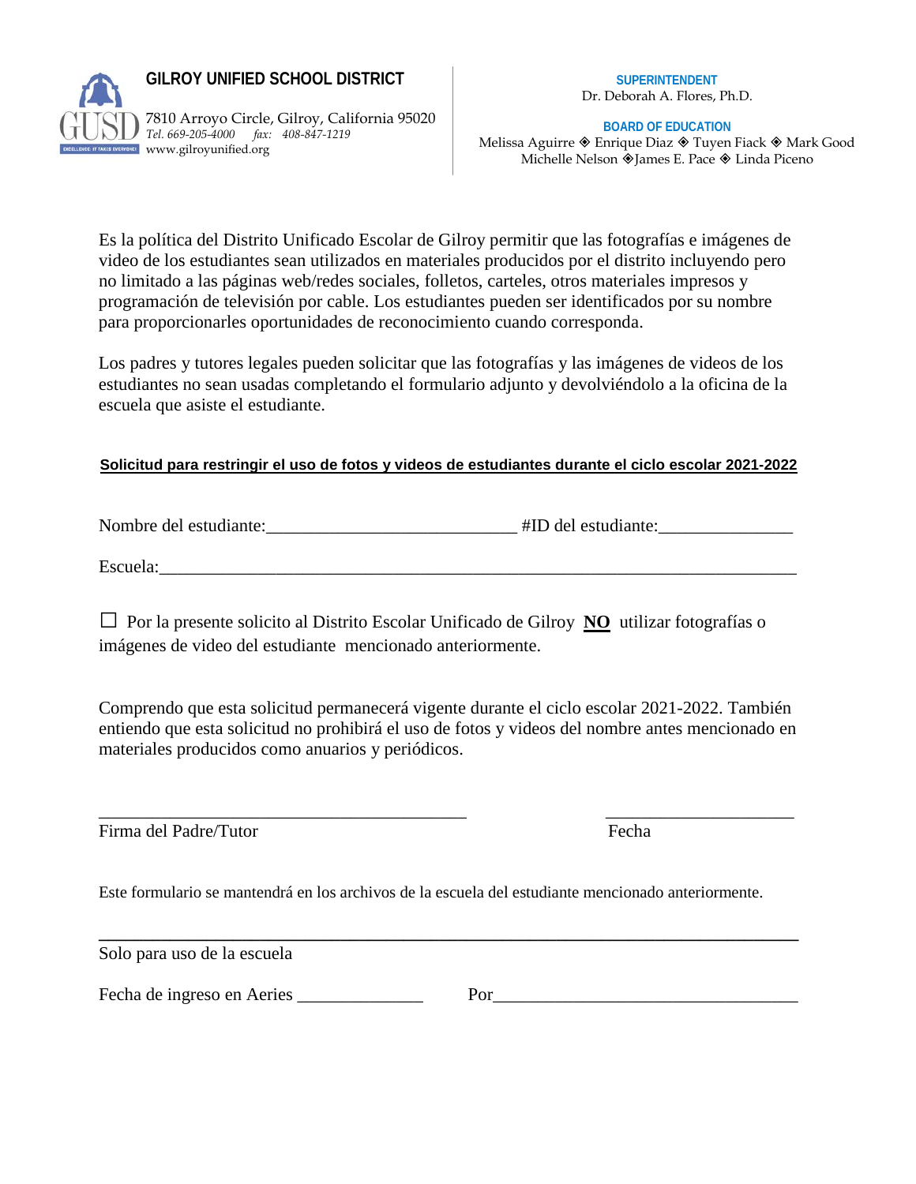**GILROY UNIFIED SCHOOL DISTRICT**

7810 Arroyo Circle, Gilroy, California 95020
*Tel. 669-205-4000 fax: 408-847-1219*
www.gilroyunified.org

**SUPERINTENDENT**
Dr. Deborah A. Flores, Ph.D.

**BOARD OF EDUCATION**
Melissa Aguirre ◈ Enrique Diaz ◈ Tuyen Fiack ◈ Mark Good
Michelle Nelson ◈James E. Pace ◈ Linda Piceno

Es la política del Distrito Unificado Escolar de Gilroy permitir que las fotografías e imágenes de video de los estudiantes sean utilizados en materiales producidos por el distrito incluyendo pero no limitado a las páginas web/redes sociales, folletos, carteles, otros materiales impresos y programación de televisión por cable. Los estudiantes pueden ser identificados por su nombre para proporcionarles oportunidades de reconocimiento cuando corresponda.

Los padres y tutores legales pueden solicitar que las fotografías y las imágenes de videos de los estudiantes no sean usadas completando el formulario adjunto y devolviéndolo a la oficina de la escuela que asiste el estudiante.

**Solicitud para restringir el uso de fotos y videos de estudiantes durante el ciclo escolar 2021-2022**

Nombre del estudiante:____________________________ #ID del estudiante:_______________

Escuela:_____________________________________________________________________

☐ Por la presente solicito al Distrito Escolar Unificado de Gilroy **NO** utilizar fotografías o imágenes de video del estudiante mencionado anteriormente.

Comprendo que esta solicitud permanecerá vigente durante el ciclo escolar 2021-2022. También entiendo que esta solicitud no prohibirá el uso de fotos y videos del nombre antes mencionado en materiales producidos como anuarios y periódicos.

__________________________________________ _____________________

Firma del Padre/Tutor Fecha

Este formulario se mantendrá en los archivos de la escuela del estudiante mencionado anteriormente.

---

Solo para uso de la escuela

Fecha de ingreso en Aeries ______________ Por__________________________________